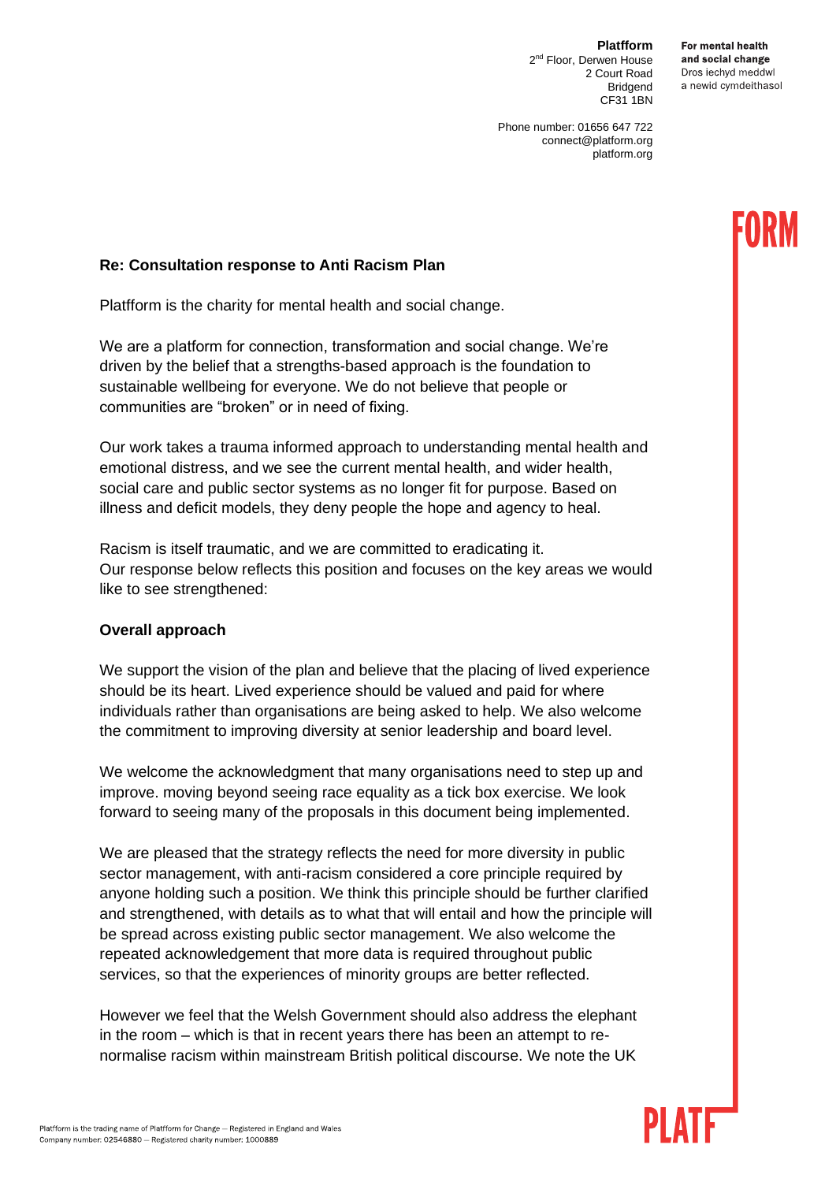**Platfform**
2nd Floor, Derwen House
2 Court Road
Bridgend
CF31 1BN

Phone number: 01656 647 722
connect@platform.org
platform.org

**For mental health and social change**
Dros iechyd meddwl a newid cymdeithasol

**Re: Consultation response to Anti Racism Plan**

Platfform is the charity for mental health and social change.

We are a platform for connection, transformation and social change. We're driven by the belief that a strengths-based approach is the foundation to sustainable wellbeing for everyone. We do not believe that people or communities are "broken" or in need of fixing.

Our work takes a trauma informed approach to understanding mental health and emotional distress, and we see the current mental health, and wider health, social care and public sector systems as no longer fit for purpose. Based on illness and deficit models, they deny people the hope and agency to heal.

Racism is itself traumatic, and we are committed to eradicating it.
Our response below reflects this position and focuses on the key areas we would like to see strengthened:

**Overall approach**

We support the vision of the plan and believe that the placing of lived experience should be its heart. Lived experience should be valued and paid for where individuals rather than organisations are being asked to help. We also welcome the commitment to improving diversity at senior leadership and board level.

We welcome the acknowledgment that many organisations need to step up and improve. moving beyond seeing race equality as a tick box exercise. We look forward to seeing many of the proposals in this document being implemented.

We are pleased that the strategy reflects the need for more diversity in public sector management, with anti-racism considered a core principle required by anyone holding such a position. We think this principle should be further clarified and strengthened, with details as to what that will entail and how the principle will be spread across existing public sector management. We also welcome the repeated acknowledgement that more data is required throughout public services, so that the experiences of minority groups are better reflected.

However we feel that the Welsh Government should also address the elephant in the room – which is that in recent years there has been an attempt to re-normalise racism within mainstream British political discourse. We note the UK

Platfform is the trading name of Platfform for Change – Registered in England and Wales
Company number: 02546880 – Registered charity number: 1000889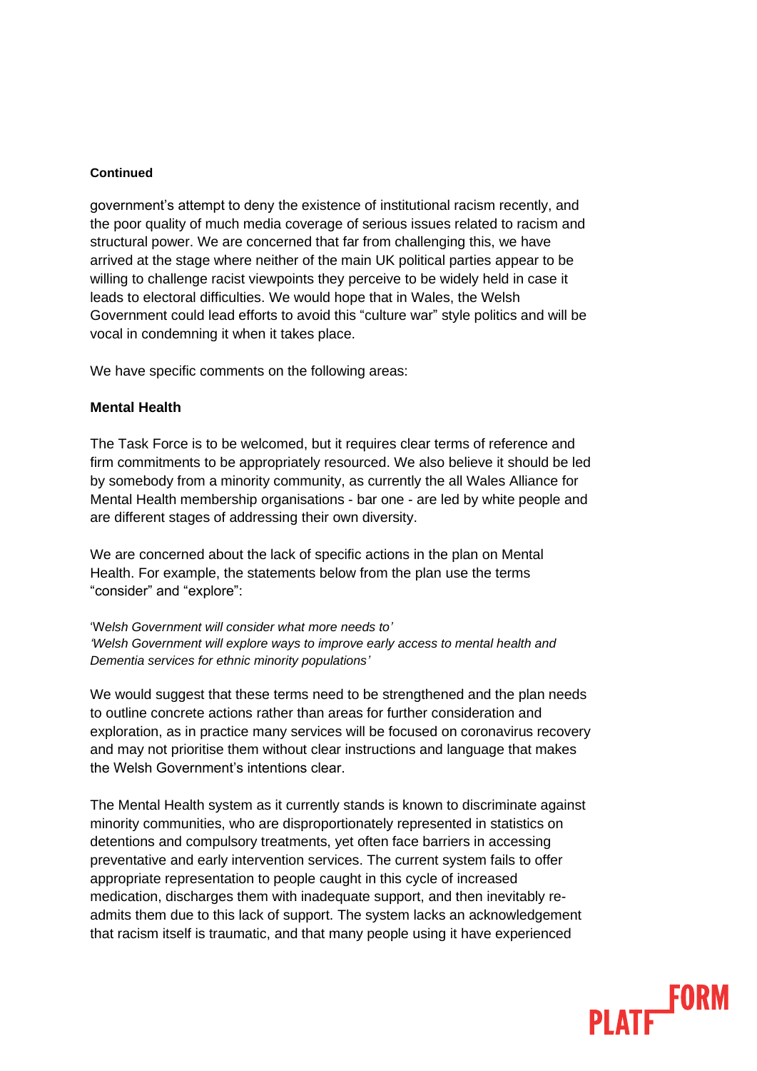**Continued**

government's attempt to deny the existence of institutional racism recently, and the poor quality of much media coverage of serious issues related to racism and structural power. We are concerned that far from challenging this, we have arrived at the stage where neither of the main UK political parties appear to be willing to challenge racist viewpoints they perceive to be widely held in case it leads to electoral difficulties. We would hope that in Wales, the Welsh Government could lead efforts to avoid this "culture war" style politics and will be vocal in condemning it when it takes place.

We have specific comments on the following areas:

**Mental Health**

The Task Force is to be welcomed, but it requires clear terms of reference and firm commitments to be appropriately resourced. We also believe it should be led by somebody from a minority community, as currently the all Wales Alliance for Mental Health membership organisations - bar one - are led by white people and are different stages of addressing their own diversity.

We are concerned about the lack of specific actions in the plan on Mental Health. For example, the statements below from the plan use the terms "consider" and "explore":

'W*elsh Government will consider what more needs to'*
*'Welsh Government will explore ways to improve early access to mental health and Dementia services for ethnic minority populations'*

We would suggest that these terms need to be strengthened and the plan needs to outline concrete actions rather than areas for further consideration and exploration, as in practice many services will be focused on coronavirus recovery and may not prioritise them without clear instructions and language that makes the Welsh Government's intentions clear.

The Mental Health system as it currently stands is known to discriminate against minority communities, who are disproportionately represented in statistics on detentions and compulsory treatments, yet often face barriers in accessing preventative and early intervention services. The current system fails to offer appropriate representation to people caught in this cycle of increased medication, discharges them with inadequate support, and then inevitably re-admits them due to this lack of support. The system lacks an acknowledgement that racism itself is traumatic, and that many people using it have experienced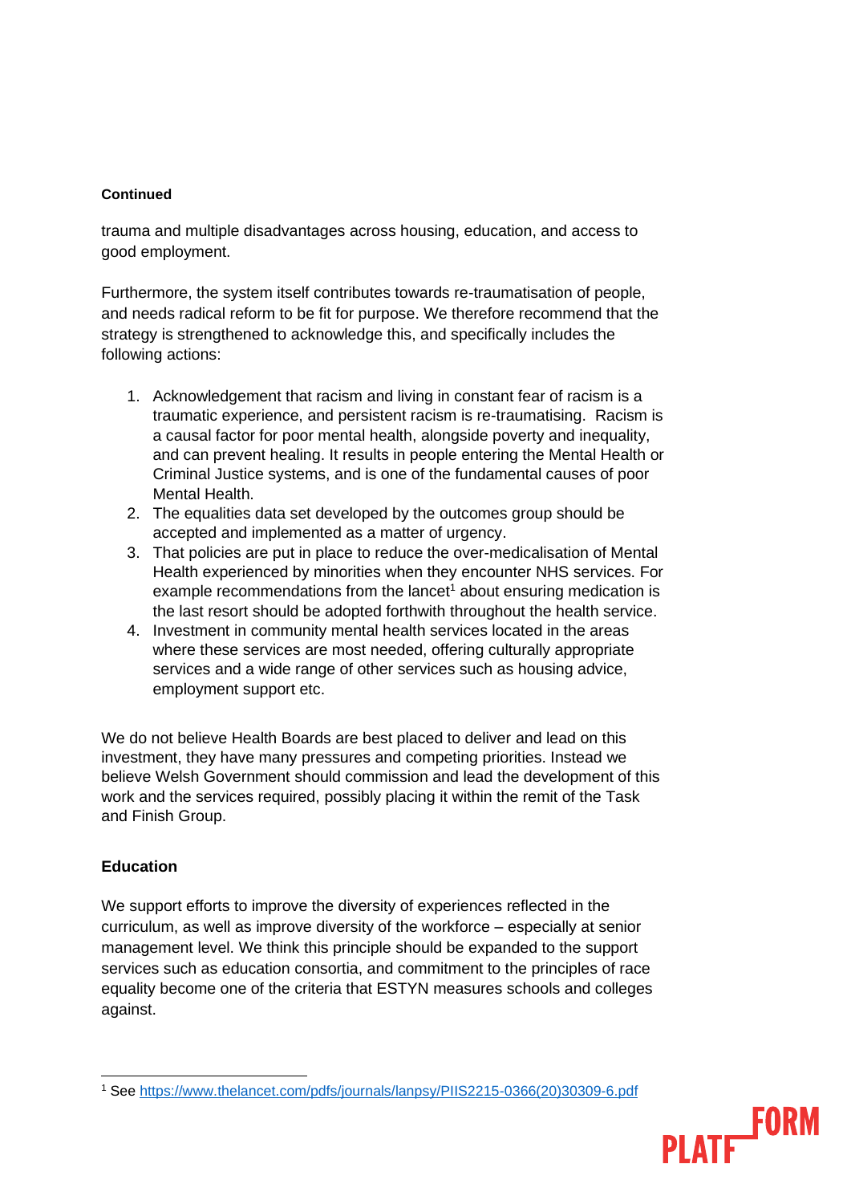**Continued**

trauma and multiple disadvantages across housing, education, and access to good employment.

Furthermore, the system itself contributes towards re-traumatisation of people, and needs radical reform to be fit for purpose. We therefore recommend that the strategy is strengthened to acknowledge this, and specifically includes the following actions:

1. Acknowledgement that racism and living in constant fear of racism is a traumatic experience, and persistent racism is re-traumatising. Racism is a causal factor for poor mental health, alongside poverty and inequality, and can prevent healing. It results in people entering the Mental Health or Criminal Justice systems, and is one of the fundamental causes of poor Mental Health.
2. The equalities data set developed by the outcomes group should be accepted and implemented as a matter of urgency.
3. That policies are put in place to reduce the over-medicalisation of Mental Health experienced by minorities when they encounter NHS services. For example recommendations from the lancet[1] about ensuring medication is the last resort should be adopted forthwith throughout the health service.
4. Investment in community mental health services located in the areas where these services are most needed, offering culturally appropriate services and a wide range of other services such as housing advice, employment support etc.

We do not believe Health Boards are best placed to deliver and lead on this investment, they have many pressures and competing priorities. Instead we believe Welsh Government should commission and lead the development of this work and the services required, possibly placing it within the remit of the Task and Finish Group.

**Education**

We support efforts to improve the diversity of experiences reflected in the curriculum, as well as improve diversity of the workforce – especially at senior management level. We think this principle should be expanded to the support services such as education consortia, and commitment to the principles of race equality become one of the criteria that ESTYN measures schools and colleges against.

---

[1] See https://www.thelancet.com/pdfs/journals/lanpsy/PIIS2215-0366(20)30309-6.pdf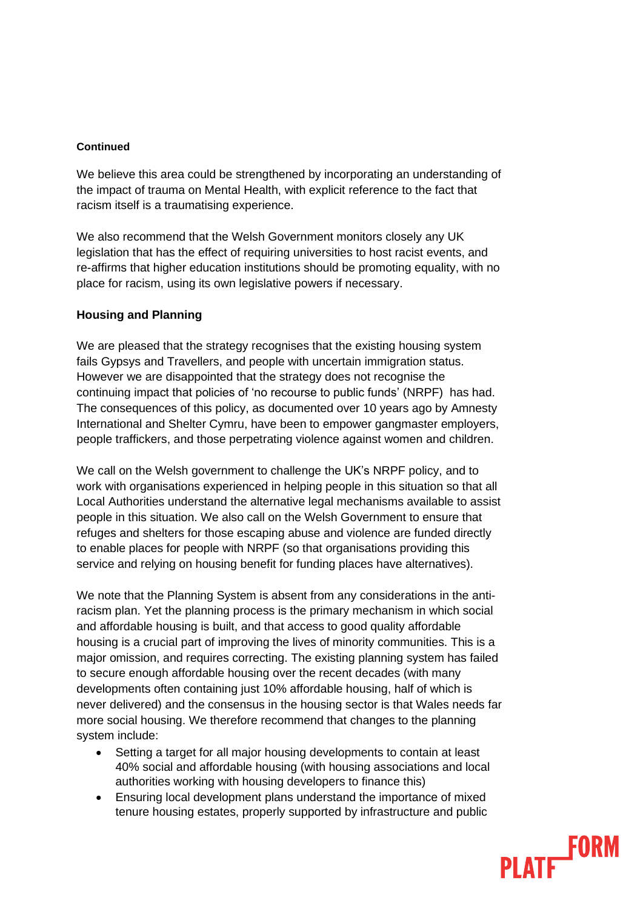**Continued**

We believe this area could be strengthened by incorporating an understanding of the impact of trauma on Mental Health, with explicit reference to the fact that racism itself is a traumatising experience.

We also recommend that the Welsh Government monitors closely any UK legislation that has the effect of requiring universities to host racist events, and re-affirms that higher education institutions should be promoting equality, with no place for racism, using its own legislative powers if necessary.

**Housing and Planning**

We are pleased that the strategy recognises that the existing housing system fails Gypsys and Travellers, and people with uncertain immigration status. However we are disappointed that the strategy does not recognise the continuing impact that policies of 'no recourse to public funds' (NRPF) has had. The consequences of this policy, as documented over 10 years ago by Amnesty International and Shelter Cymru, have been to empower gangmaster employers, people traffickers, and those perpetrating violence against women and children.

We call on the Welsh government to challenge the UK's NRPF policy, and to work with organisations experienced in helping people in this situation so that all Local Authorities understand the alternative legal mechanisms available to assist people in this situation. We also call on the Welsh Government to ensure that refuges and shelters for those escaping abuse and violence are funded directly to enable places for people with NRPF (so that organisations providing this service and relying on housing benefit for funding places have alternatives).

We note that the Planning System is absent from any considerations in the anti-racism plan. Yet the planning process is the primary mechanism in which social and affordable housing is built, and that access to good quality affordable housing is a crucial part of improving the lives of minority communities. This is a major omission, and requires correcting. The existing planning system has failed to secure enough affordable housing over the recent decades (with many developments often containing just 10% affordable housing, half of which is never delivered) and the consensus in the housing sector is that Wales needs far more social housing. We therefore recommend that changes to the planning system include:

- Setting a target for all major housing developments to contain at least 40% social and affordable housing (with housing associations and local authorities working with housing developers to finance this)
- Ensuring local development plans understand the importance of mixed tenure housing estates, properly supported by infrastructure and public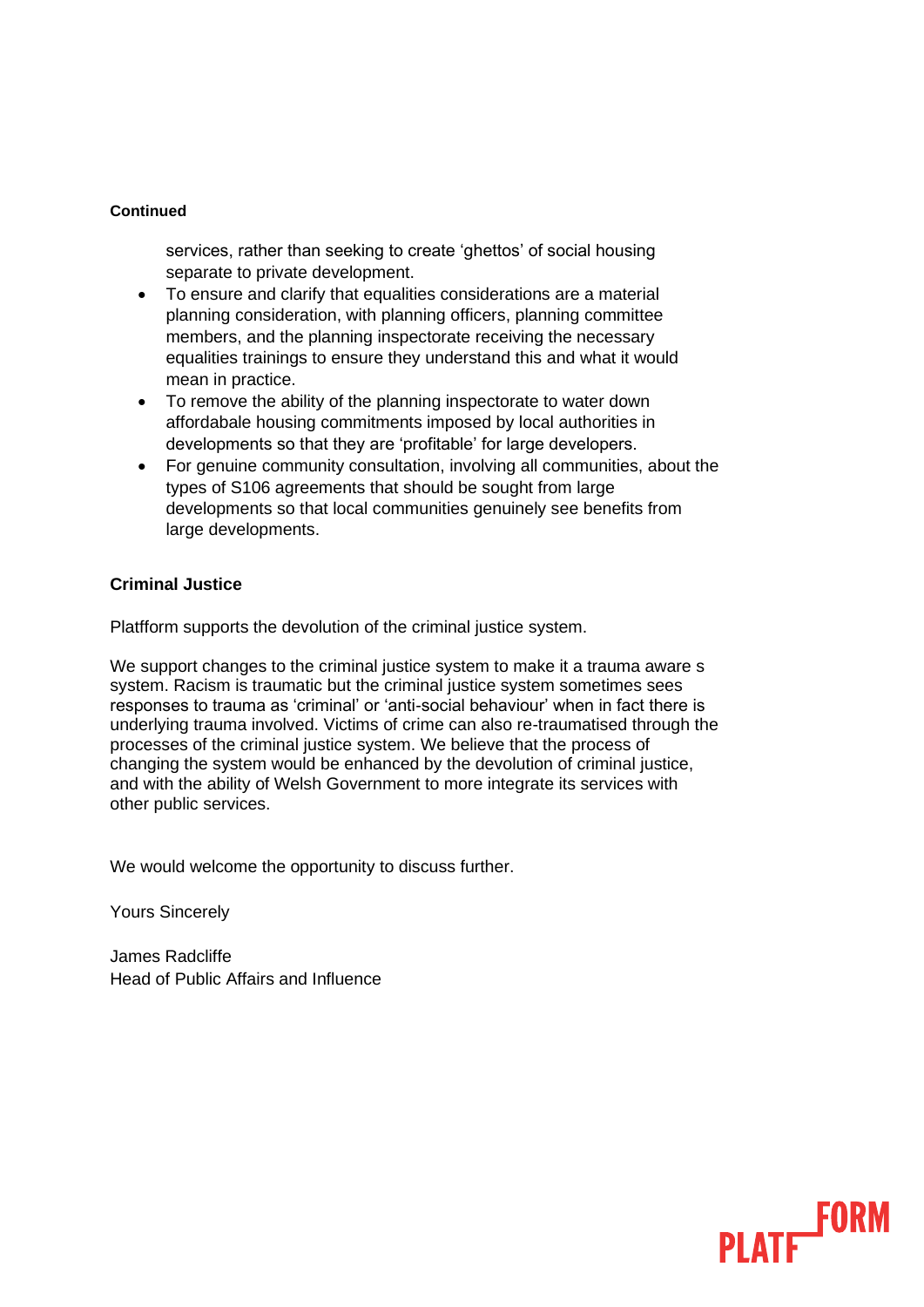**Continued**

services, rather than seeking to create 'ghettos' of social housing separate to private development.

- To ensure and clarify that equalities considerations are a material planning consideration, with planning officers, planning committee members, and the planning inspectorate receiving the necessary equalities trainings to ensure they understand this and what it would mean in practice.
- To remove the ability of the planning inspectorate to water down affordabale housing commitments imposed by local authorities in developments so that they are 'profitable' for large developers.
- For genuine community consultation, involving all communities, about the types of S106 agreements that should be sought from large developments so that local communities genuinely see benefits from large developments.

**Criminal Justice**

Platfform supports the devolution of the criminal justice system.

We support changes to the criminal justice system to make it a trauma aware s system. Racism is traumatic but the criminal justice system sometimes sees responses to trauma as 'criminal' or 'anti-social behaviour' when in fact there is underlying trauma involved. Victims of crime can also re-traumatised through the processes of the criminal justice system. We believe that the process of changing the system would be enhanced by the devolution of criminal justice, and with the ability of Welsh Government to more integrate its services with other public services.

We would welcome the opportunity to discuss further.

Yours Sincerely

James Radcliffe
Head of Public Affairs and Influence

PLATFFORM